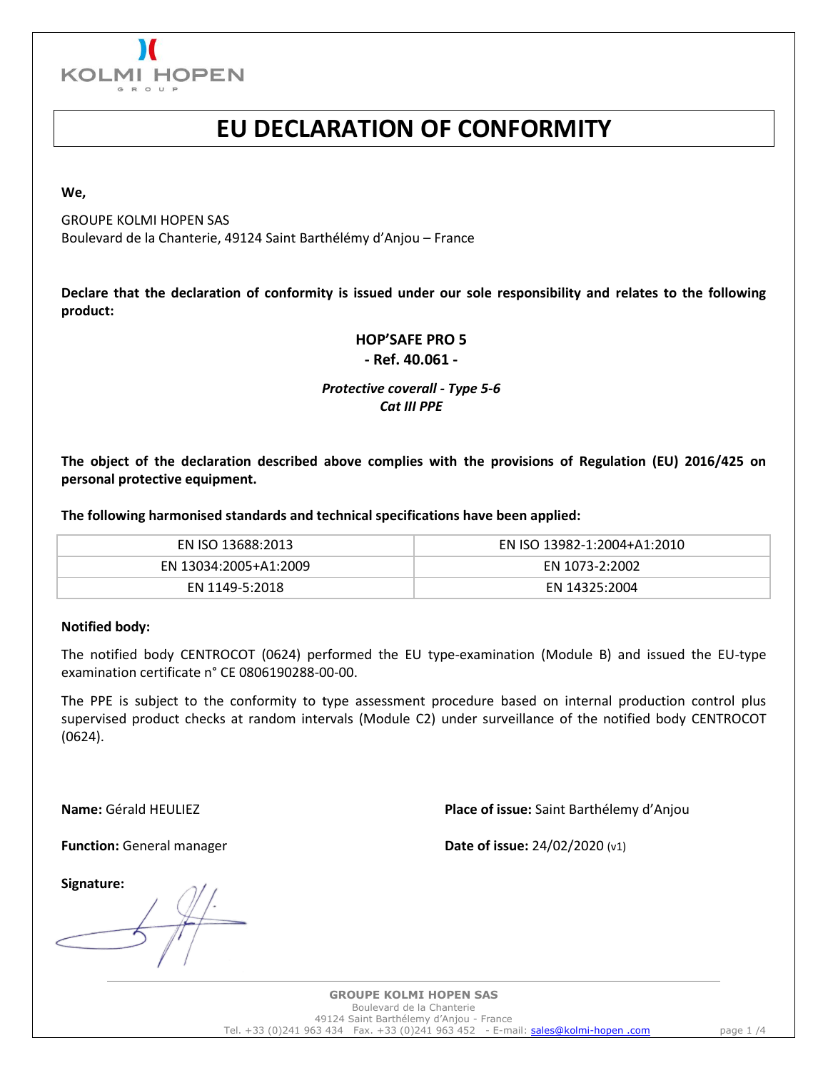# EU DECLARATION OF CONFORMITY

**We,**

GROUPE KOLMI HOPEN SAS
Boulevard de la Chanterie, 49124 Saint Barthélémy d'Anjou – France

**Declare that the declaration of conformity is issued under our sole responsibility and relates to the following product:**

**HOP'SAFE PRO 5**
**- Ref. 40.061 -**

***Protective coverall - Type 5-6***
***Cat III PPE***

**The object of the declaration described above complies with the provisions of Regulation (EU) 2016/425 on personal protective equipment.**

**The following harmonised standards and technical specifications have been applied:**

| | |
|---|---|
| EN ISO 13688:2013 | EN ISO 13982-1:2004+A1:2010 |
| EN 13034:2005+A1:2009 | EN 1073-2:2002 |
| EN 1149-5:2018 | EN 14325:2004 |

**Notified body:**

The notified body CENTROCOT (0624) performed the EU type-examination (Module B) and issued the EU-type examination certificate n° CE 0806190288-00-00.

The PPE is subject to the conformity to type assessment procedure based on internal production control plus supervised product checks at random intervals (Module C2) under surveillance of the notified body CENTROCOT (0624).

**Name:** Gérald HEULIEZ

**Function:** General manager

**Signature:**

**Place of issue:** Saint Barthélemy d'Anjou

**Date of issue:** 24/02/2020 (v1)

**GROUPE KOLMI HOPEN SAS**
Boulevard de la Chanterie
49124 Saint Barthélemy d'Anjou - France
Tel. +33 (0)241 963 434 Fax. +33 (0)241 963 452 - E-mail: sales@kolmi-hopen .com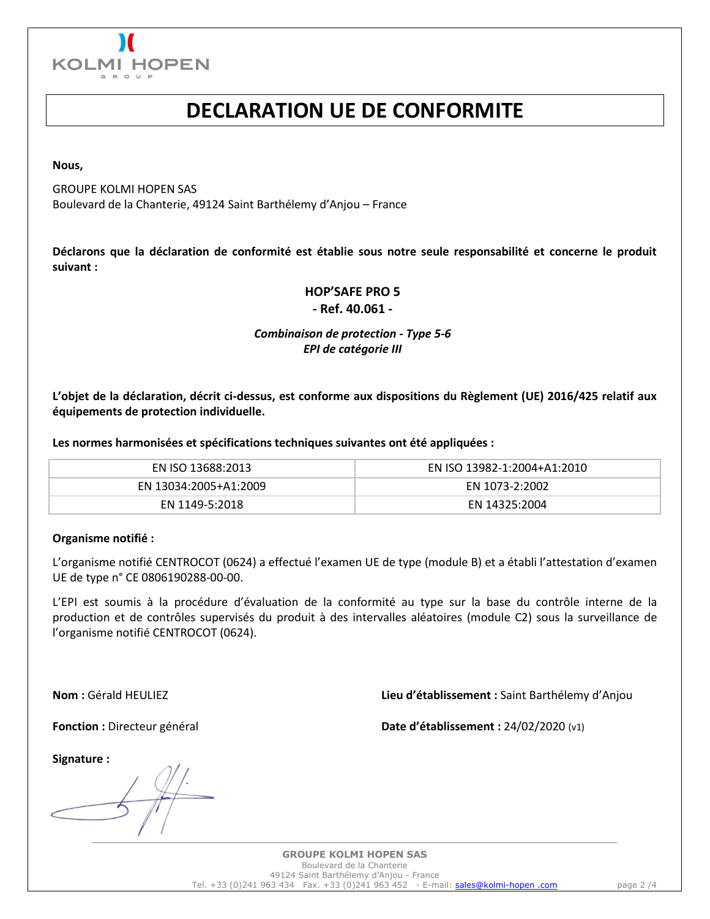# DECLARATION UE DE CONFORMITE

**Nous,**

GROUPE KOLMI HOPEN SAS
Boulevard de la Chanterie, 49124 Saint Barthélemy d'Anjou – France

**Déclarons que la déclaration de conformité est établie sous notre seule responsabilité et concerne le produit suivant :**

**HOP'SAFE PRO 5**
**- Ref. 40.061 -**

***Combinaison de protection - Type 5-6***
***EPI de catégorie III***

**L'objet de la déclaration, décrit ci-dessus, est conforme aux dispositions du Règlement (UE) 2016/425 relatif aux équipements de protection individuelle.**

**Les normes harmonisées et spécifications techniques suivantes ont été appliquées :**

| | |
|---|---|
| EN ISO 13688:2013 | EN ISO 13982-1:2004+A1:2010 |
| EN 13034:2005+A1:2009 | EN 1073-2:2002 |
| EN 1149-5:2018 | EN 14325:2004 |

**Organisme notifié :**

L'organisme notifié CENTROCOT (0624) a effectué l'examen UE de type (module B) et a établi l'attestation d'examen UE de type n° CE 0806190288-00-00.

L'EPI est soumis à la procédure d'évaluation de la conformité au type sur la base du contrôle interne de la production et de contrôles supervisés du produit à des intervalles aléatoires (module C2) sous la surveillance de l'organisme notifié CENTROCOT (0624).

**Nom :** Gérald HEULIEZ

**Fonction :** Directeur général

**Lieu d'établissement :** Saint Barthélemy d'Anjou

**Date d'établissement :** 24/02/2020 (v1)

**Signature :**

**GROUPE KOLMI HOPEN SAS**
Boulevard de la Chanterie
49124 Saint Barthélemy d'Anjou - France
Tel. +33 (0)241 963 434 Fax. +33 (0)241 963 452 - E-mail: sales@kolmi-hopen .com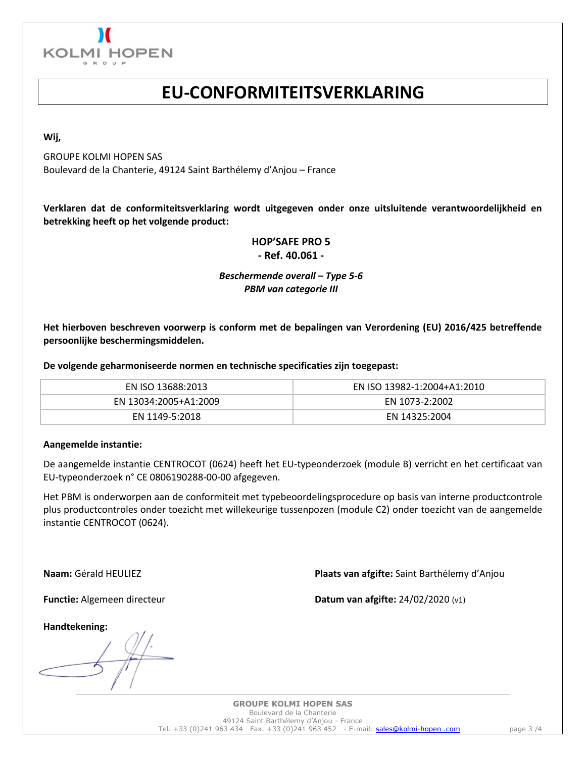KOLMI HOPEN GROUP

# EU-CONFORMITEITSVERKLARING

**Wij,**

GROUPE KOLMI HOPEN SAS
Boulevard de la Chanterie, 49124 Saint Barthélemy d'Anjou – France

**Verklaren dat de conformiteitsverklaring wordt uitgegeven onder onze uitsluitende verantwoordelijkheid en betrekking heeft op het volgende product:**

**HOP'SAFE PRO 5**
**- Ref. 40.061 -**

***Beschermende overall – Type 5-6***
***PBM van categorie III***

**Het hierboven beschreven voorwerp is conform met de bepalingen van Verordening (EU) 2016/425 betreffende persoonlijke beschermingsmiddelen.**

**De volgende geharmoniseerde normen en technische specificaties zijn toegepast:**

| | |
|---|---|
| EN ISO 13688:2013 | EN ISO 13982-1:2004+A1:2010 |
| EN 13034:2005+A1:2009 | EN 1073-2:2002 |
| EN 1149-5:2018 | EN 14325:2004 |

**Aangemelde instantie:**

De aangemelde instantie CENTROCOT (0624) heeft het EU-typeonderzoek (module B) verricht en het certificaat van EU-typeonderzoek n° CE 0806190288-00-00 afgegeven.

Het PBM is onderworpen aan de conformiteit met typebeoordelingsprocedure op basis van interne productcontrole plus productcontroles onder toezicht met willekeurige tussenpozen (module C2) onder toezicht van de aangemelde instantie CENTROCOT (0624).

**Naam:** Gérald HEULIEZ

**Functie:** Algemeen directeur

**Plaats van afgifte:** Saint Barthélemy d'Anjou

**Datum van afgifte:** 24/02/2020 (v1)

**Handtekening:**

**GROUPE KOLMI HOPEN SAS**
Boulevard de la Chanterie
49124 Saint Barthélemy d'Anjou - France
Tel. +33 (0)241 963 434 Fax. +33 (0)241 963 452 - E-mail: sales@kolmi-hopen .com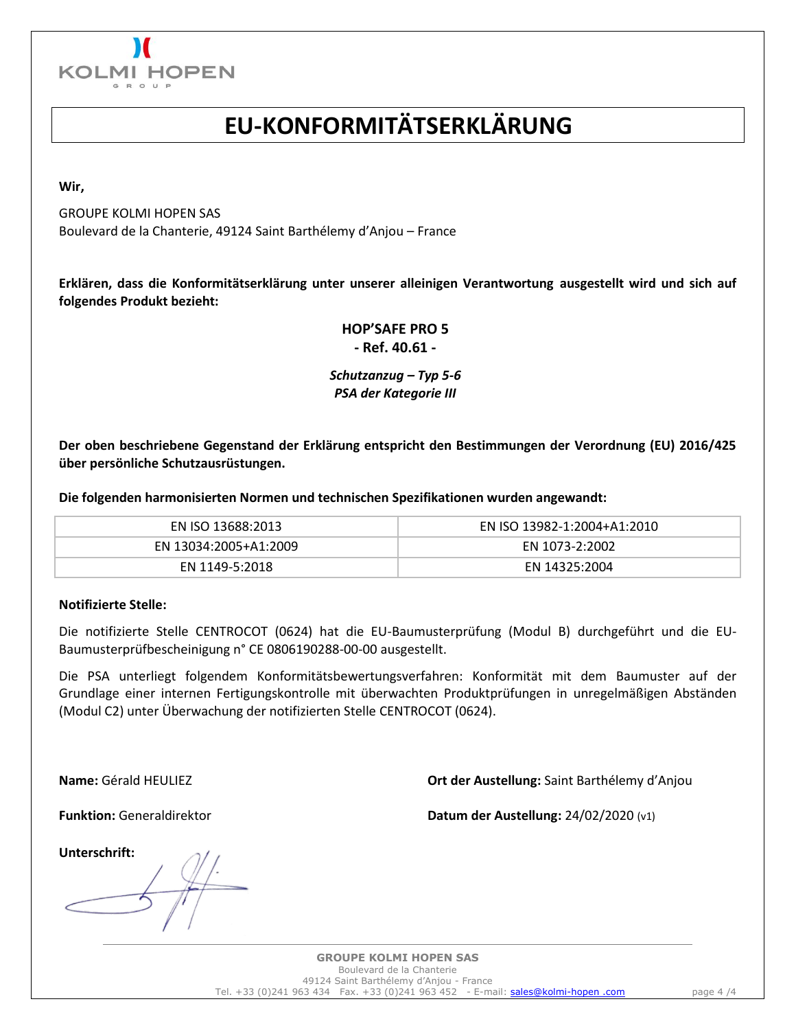KOLMI HOPEN GROUP

# EU-KONFORMITÄTSERKLÄRUNG

**Wir,**

GROUPE KOLMI HOPEN SAS
Boulevard de la Chanterie, 49124 Saint Barthélemy d'Anjou – France

**Erklären, dass die Konformitätserklärung unter unserer alleinigen Verantwortung ausgestellt wird und sich auf folgendes Produkt bezieht:**

**HOP'SAFE PRO 5**
**- Ref. 40.61 -**

***Schutzanzug – Typ 5-6***
***PSA der Kategorie III***

**Der oben beschriebene Gegenstand der Erklärung entspricht den Bestimmungen der Verordnung (EU) 2016/425 über persönliche Schutzausrüstungen.**

**Die folgenden harmonisierten Normen und technischen Spezifikationen wurden angewandt:**

| | |
|---|---|
| EN ISO 13688:2013 | EN ISO 13982-1:2004+A1:2010 |
| EN 13034:2005+A1:2009 | EN 1073-2:2002 |
| EN 1149-5:2018 | EN 14325:2004 |

**Notifizierte Stelle:**

Die notifizierte Stelle CENTROCOT (0624) hat die EU-Baumusterprüfung (Modul B) durchgeführt und die EU-Baumusterprüfbescheinigung n° CE 0806190288-00-00 ausgestellt.

Die PSA unterliegt folgendem Konformitätsbewertungsverfahren: Konformität mit dem Baumuster auf der Grundlage einer internen Fertigungskontrolle mit überwachten Produktprüfungen in unregelmäßigen Abständen (Modul C2) unter Überwachung der notifizierten Stelle CENTROCOT (0624).

**Name:** Gérald HEULIEZ

**Funktion:** Generaldirektor

**Unterschrift:**

**Ort der Austellung:** Saint Barthélemy d'Anjou

**Datum der Austellung:** 24/02/2020 (v1)

**GROUPE KOLMI HOPEN SAS**
Boulevard de la Chanterie
49124 Saint Barthélemy d'Anjou - France
Tel. +33 (0)241 963 434 Fax. +33 (0)241 963 452 - E-mail: sales@kolmi-hopen .com